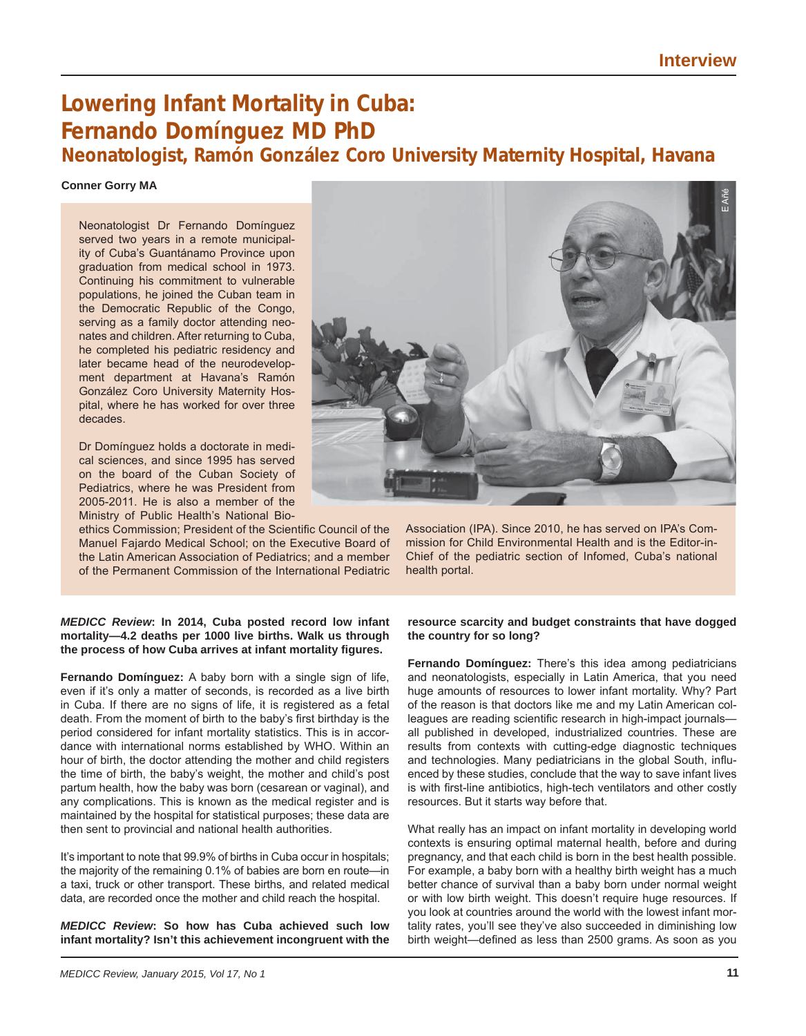Interview

# Lowering Infant Mortality in Cuba: Fernando Domínguez MD PhD

## Neonatologist, Ramón González Coro University Maternity Hospital, Havana

**Conner Gorry MA**

Neonatologist Dr Fernando Domínguez served two years in a remote municipality of Cuba's Guantánamo Province upon graduation from medical school in 1973. Continuing his commitment to vulnerable populations, he joined the Cuban team in the Democratic Republic of the Congo, serving as a family doctor attending neonates and children. After returning to Cuba, he completed his pediatric residency and later became head of the neurodevelopment department at Havana's Ramón González Coro University Maternity Hospital, where he has worked for over three decades.

Dr Domínguez holds a doctorate in medical sciences, and since 1995 has served on the board of the Cuban Society of Pediatrics, where he was President from 2005-2011. He is also a member of the Ministry of Public Health's National Bioethics Commission; President of the Scientific Council of the Manuel Fajardo Medical School; on the Executive Board of the Latin American Association of Pediatrics; and a member of the Permanent Commission of the International Pediatric Association (IPA). Since 2010, he has served on IPA's Commission for Child Environmental Health and is the Editor-in-Chief of the pediatric section of Infomed, Cuba's national health portal.

***MEDICC Review*: In 2014, Cuba posted record low infant mortality—4.2 deaths per 1000 live births. Walk us through the process of how Cuba arrives at infant mortality figures.**

**Fernando Domínguez:** A baby born with a single sign of life, even if it's only a matter of seconds, is recorded as a live birth in Cuba. If there are no signs of life, it is registered as a fetal death. From the moment of birth to the baby's first birthday is the period considered for infant mortality statistics. This is in accordance with international norms established by WHO. Within an hour of birth, the doctor attending the mother and child registers the time of birth, the baby's weight, the mother and child's post partum health, how the baby was born (cesarean or vaginal), and any complications. This is known as the medical register and is maintained by the hospital for statistical purposes; these data are then sent to provincial and national health authorities.

It's important to note that 99.9% of births in Cuba occur in hospitals; the majority of the remaining 0.1% of babies are born en route—in a taxi, truck or other transport. These births, and related medical data, are recorded once the mother and child reach the hospital.

***MEDICC Review*: So how has Cuba achieved such low infant mortality? Isn't this achievement incongruent with the resource scarcity and budget constraints that have dogged the country for so long?**

**Fernando Domínguez:** There's this idea among pediatricians and neonatologists, especially in Latin America, that you need huge amounts of resources to lower infant mortality. Why? Part of the reason is that doctors like me and my Latin American colleagues are reading scientific research in high-impact journals—all published in developed, industrialized countries. These are results from contexts with cutting-edge diagnostic techniques and technologies. Many pediatricians in the global South, influenced by these studies, conclude that the way to save infant lives is with first-line antibiotics, high-tech ventilators and other costly resources. But it starts way before that.

What really has an impact on infant mortality in developing world contexts is ensuring optimal maternal health, before and during pregnancy, and that each child is born in the best health possible. For example, a baby born with a healthy birth weight has a much better chance of survival than a baby born under normal weight or with low birth weight. This doesn't require huge resources. If you look at countries around the world with the lowest infant mortality rates, you'll see they've also succeeded in diminishing low birth weight—defined as less than 2500 grams. As soon as you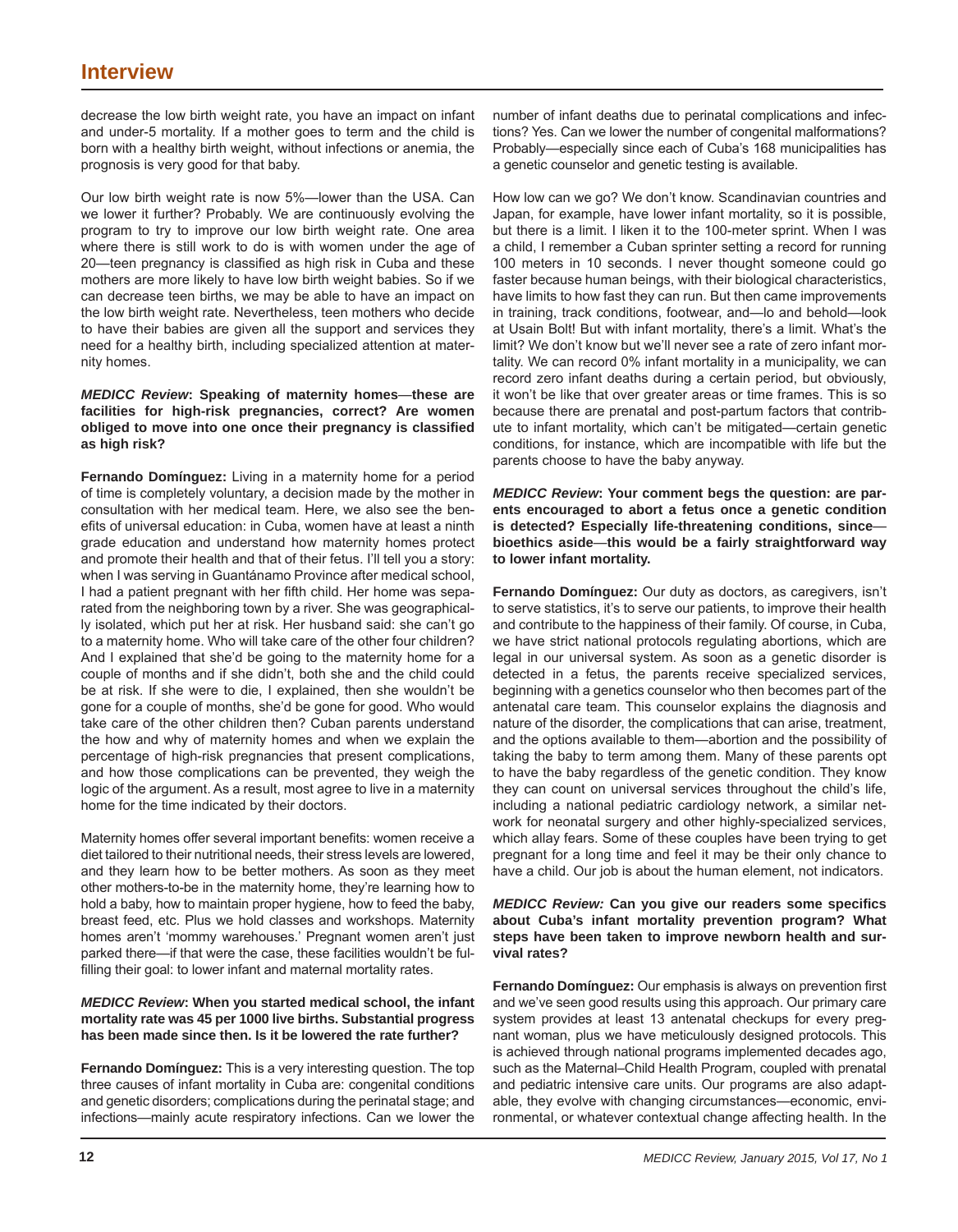decrease the low birth weight rate, you have an impact on infant and under-5 mortality. If a mother goes to term and the child is born with a healthy birth weight, without infections or anemia, the prognosis is very good for that baby.

Our low birth weight rate is now 5%—lower than the USA. Can we lower it further? Probably. We are continuously evolving the program to try to improve our low birth weight rate. One area where there is still work to do is with women under the age of 20—teen pregnancy is classified as high risk in Cuba and these mothers are more likely to have low birth weight babies. So if we can decrease teen births, we may be able to have an impact on the low birth weight rate. Nevertheless, teen mothers who decide to have their babies are given all the support and services they need for a healthy birth, including specialized attention at maternity homes.

***MEDICC Review*: Speaking of maternity homes—these are facilities for high-risk pregnancies, correct? Are women obliged to move into one once their pregnancy is classified as high risk?**

**Fernando Domínguez:** Living in a maternity home for a period of time is completely voluntary, a decision made by the mother in consultation with her medical team. Here, we also see the benefits of universal education: in Cuba, women have at least a ninth grade education and understand how maternity homes protect and promote their health and that of their fetus. I'll tell you a story: when I was serving in Guantánamo Province after medical school, I had a patient pregnant with her fifth child. Her home was separated from the neighboring town by a river. She was geographically isolated, which put her at risk. Her husband said: she can't go to a maternity home. Who will take care of the other four children? And I explained that she'd be going to the maternity home for a couple of months and if she didn't, both she and the child could be at risk. If she were to die, I explained, then she wouldn't be gone for a couple of months, she'd be gone for good. Who would take care of the other children then? Cuban parents understand the how and why of maternity homes and when we explain the percentage of high-risk pregnancies that present complications, and how those complications can be prevented, they weigh the logic of the argument. As a result, most agree to live in a maternity home for the time indicated by their doctors.

Maternity homes offer several important benefits: women receive a diet tailored to their nutritional needs, their stress levels are lowered, and they learn how to be better mothers. As soon as they meet other mothers-to-be in the maternity home, they're learning how to hold a baby, how to maintain proper hygiene, how to feed the baby, breast feed, etc. Plus we hold classes and workshops. Maternity homes aren't 'mommy warehouses.' Pregnant women aren't just parked there—if that were the case, these facilities wouldn't be fulfilling their goal: to lower infant and maternal mortality rates.

***MEDICC Review*: When you started medical school, the infant mortality rate was 45 per 1000 live births. Substantial progress has been made since then. Is it be lowered the rate further?**

**Fernando Domínguez:** This is a very interesting question. The top three causes of infant mortality in Cuba are: congenital conditions and genetic disorders; complications during the perinatal stage; and infections—mainly acute respiratory infections. Can we lower the number of infant deaths due to perinatal complications and infections? Yes. Can we lower the number of congenital malformations? Probably—especially since each of Cuba's 168 municipalities has a genetic counselor and genetic testing is available.

How low can we go? We don't know. Scandinavian countries and Japan, for example, have lower infant mortality, so it is possible, but there is a limit. I liken it to the 100-meter sprint. When I was a child, I remember a Cuban sprinter setting a record for running 100 meters in 10 seconds. I never thought someone could go faster because human beings, with their biological characteristics, have limits to how fast they can run. But then came improvements in training, track conditions, footwear, and—lo and behold—look at Usain Bolt! But with infant mortality, there's a limit. What's the limit? We don't know but we'll never see a rate of zero infant mortality. We can record 0% infant mortality in a municipality, we can record zero infant deaths during a certain period, but obviously, it won't be like that over greater areas or time frames. This is so because there are prenatal and post-partum factors that contribute to infant mortality, which can't be mitigated—certain genetic conditions, for instance, which are incompatible with life but the parents choose to have the baby anyway.

***MEDICC Review*: Your comment begs the question: are parents encouraged to abort a fetus once a genetic condition is detected? Especially life-threatening conditions, since—bioethics aside—this would be a fairly straightforward way to lower infant mortality.**

**Fernando Domínguez:** Our duty as doctors, as caregivers, isn't to serve statistics, it's to serve our patients, to improve their health and contribute to the happiness of their family. Of course, in Cuba, we have strict national protocols regulating abortions, which are legal in our universal system. As soon as a genetic disorder is detected in a fetus, the parents receive specialized services, beginning with a genetics counselor who then becomes part of the antenatal care team. This counselor explains the diagnosis and nature of the disorder, the complications that can arise, treatment, and the options available to them—abortion and the possibility of taking the baby to term among them. Many of these parents opt to have the baby regardless of the genetic condition. They know they can count on universal services throughout the child's life, including a national pediatric cardiology network, a similar network for neonatal surgery and other highly-specialized services, which allay fears. Some of these couples have been trying to get pregnant for a long time and feel it may be their only chance to have a child. Our job is about the human element, not indicators.

***MEDICC Review:* Can you give our readers some specifics about Cuba's infant mortality prevention program? What steps have been taken to improve newborn health and survival rates?**

**Fernando Domínguez:** Our emphasis is always on prevention first and we've seen good results using this approach. Our primary care system provides at least 13 antenatal checkups for every pregnant woman, plus we have meticulously designed protocols. This is achieved through national programs implemented decades ago, such as the Maternal–Child Health Program, coupled with prenatal and pediatric intensive care units. Our programs are also adaptable, they evolve with changing circumstances—economic, environmental, or whatever contextual change affecting health. In the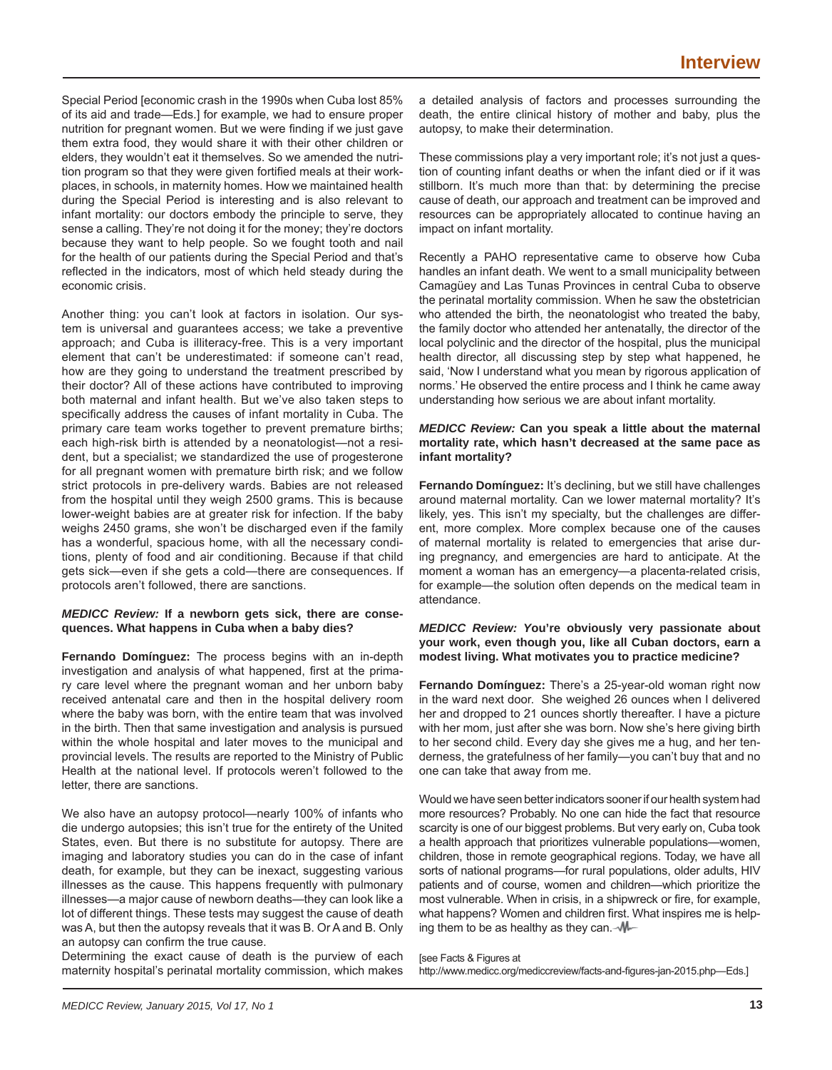Special Period [economic crash in the 1990s when Cuba lost 85% of its aid and trade—Eds.] for example, we had to ensure proper nutrition for pregnant women. But we were finding if we just gave them extra food, they would share it with their other children or elders, they wouldn't eat it themselves. So we amended the nutrition program so that they were given fortified meals at their workplaces, in schools, in maternity homes. How we maintained health during the Special Period is interesting and is also relevant to infant mortality: our doctors embody the principle to serve, they sense a calling. They're not doing it for the money; they're doctors because they want to help people. So we fought tooth and nail for the health of our patients during the Special Period and that's reflected in the indicators, most of which held steady during the economic crisis.

Another thing: you can't look at factors in isolation. Our system is universal and guarantees access; we take a preventive approach; and Cuba is illiteracy-free. This is a very important element that can't be underestimated: if someone can't read, how are they going to understand the treatment prescribed by their doctor? All of these actions have contributed to improving both maternal and infant health. But we've also taken steps to specifically address the causes of infant mortality in Cuba. The primary care team works together to prevent premature births; each high-risk birth is attended by a neonatologist—not a resident, but a specialist; we standardized the use of progesterone for all pregnant women with premature birth risk; and we follow strict protocols in pre-delivery wards. Babies are not released from the hospital until they weigh 2500 grams. This is because lower-weight babies are at greater risk for infection. If the baby weighs 2450 grams, she won't be discharged even if the family has a wonderful, spacious home, with all the necessary conditions, plenty of food and air conditioning. Because if that child gets sick—even if she gets a cold—there are consequences. If protocols aren't followed, there are sanctions.

***MEDICC Review:* If a newborn gets sick, there are consequences. What happens in Cuba when a baby dies?**

**Fernando Domínguez:** The process begins with an in-depth investigation and analysis of what happened, first at the primary care level where the pregnant woman and her unborn baby received antenatal care and then in the hospital delivery room where the baby was born, with the entire team that was involved in the birth. Then that same investigation and analysis is pursued within the whole hospital and later moves to the municipal and provincial levels. The results are reported to the Ministry of Public Health at the national level. If protocols weren't followed to the letter, there are sanctions.

We also have an autopsy protocol—nearly 100% of infants who die undergo autopsies; this isn't true for the entirety of the United States, even. But there is no substitute for autopsy. There are imaging and laboratory studies you can do in the case of infant death, for example, but they can be inexact, suggesting various illnesses as the cause. This happens frequently with pulmonary illnesses—a major cause of newborn deaths—they can look like a lot of different things. These tests may suggest the cause of death was A, but then the autopsy reveals that it was B. Or A and B. Only an autopsy can confirm the true cause.

Determining the exact cause of death is the purview of each maternity hospital's perinatal mortality commission, which makes a detailed analysis of factors and processes surrounding the death, the entire clinical history of mother and baby, plus the autopsy, to make their determination.

These commissions play a very important role; it's not just a question of counting infant deaths or when the infant died or if it was stillborn. It's much more than that: by determining the precise cause of death, our approach and treatment can be improved and resources can be appropriately allocated to continue having an impact on infant mortality.

Recently a PAHO representative came to observe how Cuba handles an infant death. We went to a small municipality between Camagüey and Las Tunas Provinces in central Cuba to observe the perinatal mortality commission. When he saw the obstetrician who attended the birth, the neonatologist who treated the baby, the family doctor who attended her antenatally, the director of the local polyclinic and the director of the hospital, plus the municipal health director, all discussing step by step what happened, he said, 'Now I understand what you mean by rigorous application of norms.' He observed the entire process and I think he came away understanding how serious we are about infant mortality.

***MEDICC Review:* Can you speak a little about the maternal mortality rate, which hasn't decreased at the same pace as infant mortality?**

**Fernando Domínguez:** It's declining, but we still have challenges around maternal mortality. Can we lower maternal mortality? It's likely, yes. This isn't my specialty, but the challenges are different, more complex. More complex because one of the causes of maternal mortality is related to emergencies that arise during pregnancy, and emergencies are hard to anticipate. At the moment a woman has an emergency—a placenta-related crisis, for example—the solution often depends on the medical team in attendance.

***MEDICC Review:* You're obviously very passionate about your work, even though you, like all Cuban doctors, earn a modest living. What motivates you to practice medicine?**

**Fernando Domínguez:** There's a 25-year-old woman right now in the ward next door. She weighed 26 ounces when I delivered her and dropped to 21 ounces shortly thereafter. I have a picture with her mom, just after she was born. Now she's here giving birth to her second child. Every day she gives me a hug, and her tenderness, the gratefulness of her family—you can't buy that and no one can take that away from me.

Would we have seen better indicators sooner if our health system had more resources? Probably. No one can hide the fact that resource scarcity is one of our biggest problems. But very early on, Cuba took a health approach that prioritizes vulnerable populations—women, children, those in remote geographical regions. Today, we have all sorts of national programs—for rural populations, older adults, HIV patients and of course, women and children—which prioritize the most vulnerable. When in crisis, in a shipwreck or fire, for example, what happens? Women and children first. What inspires me is helping them to be as healthy as they can.

[see Facts & Figures at http://www.medicc.org/mediccreview/facts-and-figures-jan-2015.php—Eds.]